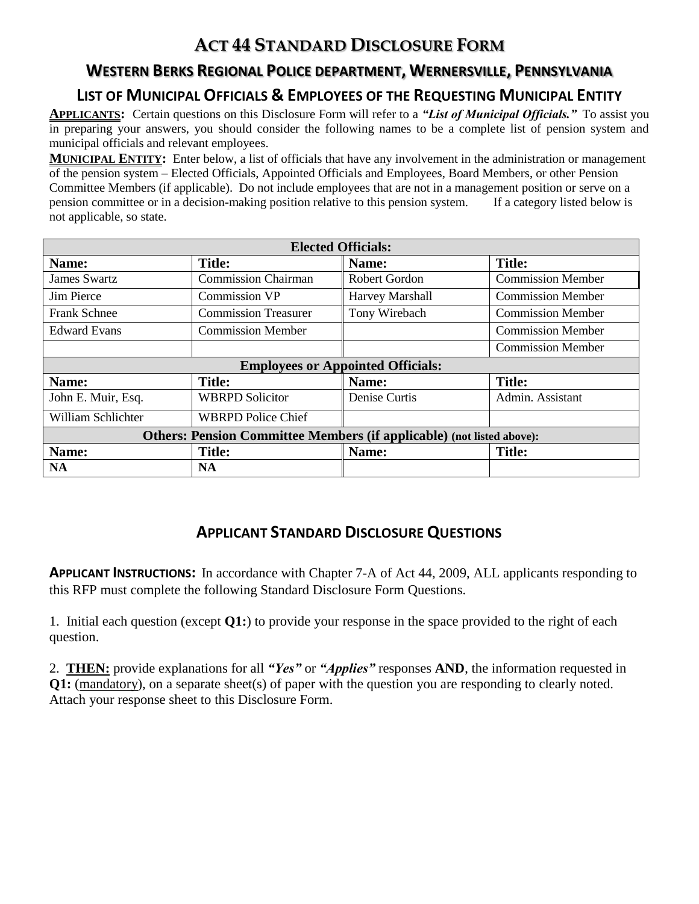# ACT 44 STANDARD DISCLOSURE FORM

## WESTERN BERKS REGIONAL POLICE DEPARTMENT, WERNERSVILLE, PENNSYLVANIA

### LIST OF MUNICIPAL OFFICIALS & EMPLOYEES OF THE REQUESTING MUNICIPAL ENTITY

**APPLICANTS:** Certain questions on this Disclosure Form will refer to a ***"List of Municipal Officials."*** To assist you in preparing your answers, you should consider the following names to be a complete list of pension system and municipal officials and relevant employees.

**MUNICIPAL ENTITY:** Enter below, a list of officials that have any involvement in the administration or management of the pension system – Elected Officials, Appointed Officials and Employees, Board Members, or other Pension Committee Members (if applicable). Do not include employees that are not in a management position or serve on a pension committee or in a decision-making position relative to this pension system. If a category listed below is not applicable, so state.

| **Elected Officials:** | | | |
|---|---|---|---|
| **Name:** | **Title:** | **Name:** | **Title:** |
| James Swartz | Commission Chairman | Robert Gordon | Commission Member |
| Jim Pierce | Commission VP | Harvey Marshall | Commission Member |
| Frank Schnee | Commission Treasurer | Tony Wirebach | Commission Member |
| Edward Evans | Commission Member | | Commission Member |
| | | | Commission Member |
| **Employees or Appointed Officials:** | | | |
| **Name:** | **Title:** | **Name:** | **Title:** |
| John E. Muir, Esq. | WBRPD Solicitor | Denise Curtis | Admin. Assistant |
| William Schlichter | WBRPD Police Chief | | |
| **Others: Pension Committee Members (if applicable) (not listed above):** | | | |
| **Name:** | **Title:** | **Name:** | **Title:** |
| **NA** | **NA** | | |

## APPLICANT STANDARD DISCLOSURE QUESTIONS

**APPLICANT INSTRUCTIONS:** In accordance with Chapter 7-A of Act 44, 2009, ALL applicants responding to this RFP must complete the following Standard Disclosure Form Questions.

1. Initial each question (except **Q1:**) to provide your response in the space provided to the right of each question.

2. **THEN:** provide explanations for all ***"Yes"*** or ***"Applies"*** responses **AND**, the information requested in **Q1:** (mandatory), on a separate sheet(s) of paper with the question you are responding to clearly noted. Attach your response sheet to this Disclosure Form.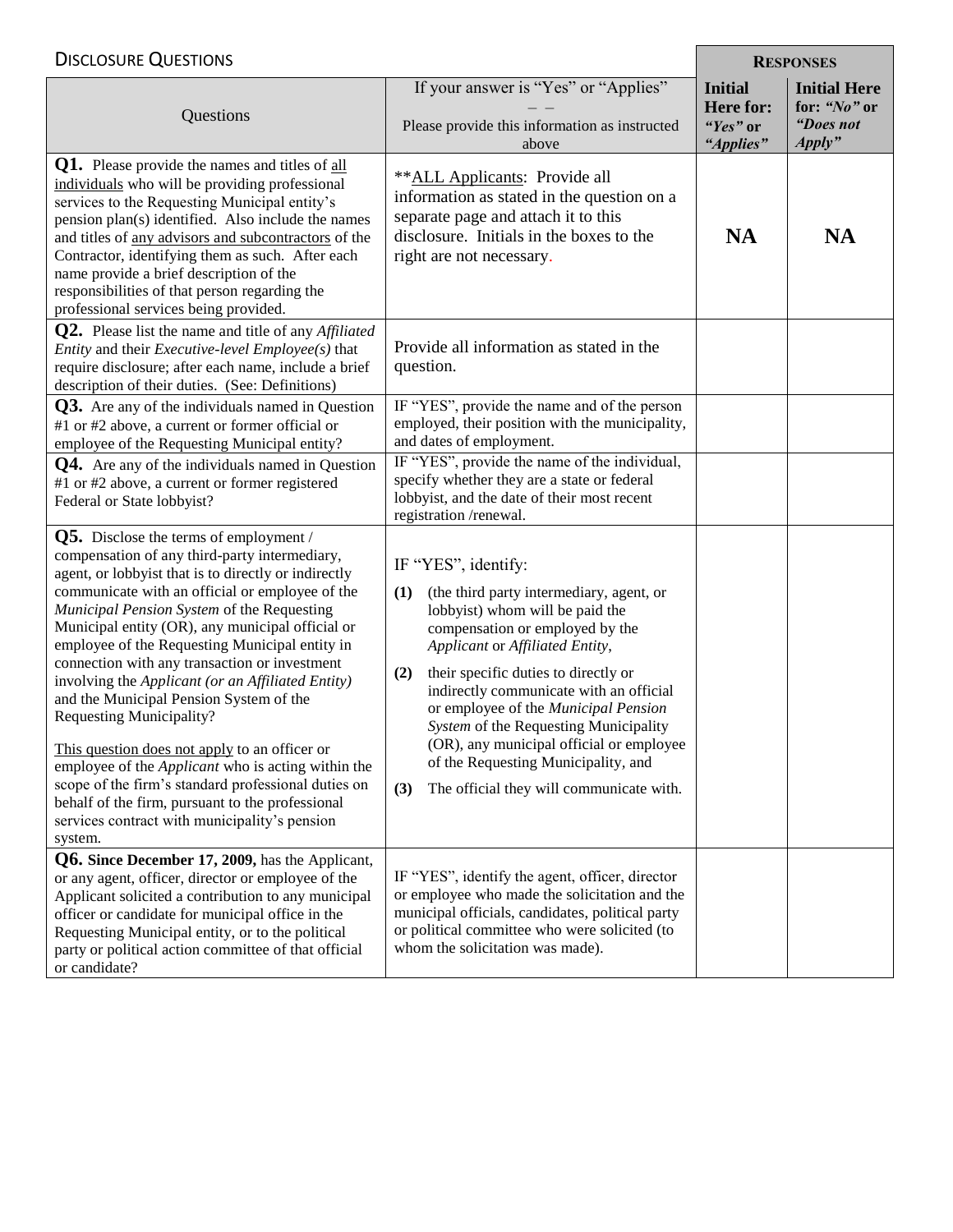## Disclosure Questions

| Questions | If your answer is "Yes" or "Applies" – – Please provide this information as instructed above | **Responses** Initial Here for: *"Yes"* or *"Applies"* | Initial Here for: *"No"* or *"Does not Apply"* |
|---|---|---|---|
| **Q1.** Please provide the names and titles of all individuals who will be providing professional services to the Requesting Municipal entity's pension plan(s) identified. Also include the names and titles of any advisors and subcontractors of the Contractor, identifying them as such. After each name provide a brief description of the responsibilities of that person regarding the professional services being provided. | **ALL Applicants: Provide all information as stated in the question on a separate page and attach it to this disclosure. Initials in the boxes to the right are not necessary. | **NA** | **NA** |
| **Q2.** Please list the name and title of any *Affiliated Entity* and their *Executive-level Employee(s)* that require disclosure; after each name, include a brief description of their duties. (See: Definitions) | Provide all information as stated in the question. | | |
| **Q3.** Are any of the individuals named in Question #1 or #2 above, a current or former official or employee of the Requesting Municipal entity? | IF "YES", provide the name and of the person employed, their position with the municipality, and dates of employment. | | |
| **Q4.** Are any of the individuals named in Question #1 or #2 above, a current or former registered Federal or State lobbyist? | IF "YES", provide the name of the individual, specify whether they are a state or federal lobbyist, and the date of their most recent registration /renewal. | | |
| **Q5.** Disclose the terms of employment / compensation of any third-party intermediary, agent, or lobbyist that is to directly or indirectly communicate with an official or employee of the *Municipal Pension System* of the Requesting Municipal entity (OR), any municipal official or employee of the Requesting Municipal entity in connection with any transaction or investment involving the *Applicant (or an Affiliated Entity)* and the Municipal Pension System of the Requesting Municipality?<br><br>This question does not apply to an officer or employee of the *Applicant* who is acting within the scope of the firm's standard professional duties on behalf of the firm, pursuant to the professional services contract with municipality's pension system. | IF "YES", identify:<br>**(1)** (the third party intermediary, agent, or lobbyist) whom will be paid the compensation or employed by the *Applicant* or *Affiliated Entity*,<br>**(2)** their specific duties to directly or indirectly communicate with an official or employee of the *Municipal Pension System* of the Requesting Municipality (OR), any municipal official or employee of the Requesting Municipality, and<br>**(3)** The official they will communicate with. | | |
| **Q6. Since December 17, 2009,** has the Applicant, or any agent, officer, director or employee of the Applicant solicited a contribution to any municipal officer or candidate for municipal office in the Requesting Municipal entity, or to the political party or political action committee of that official or candidate? | IF "YES", identify the agent, officer, director or employee who made the solicitation and the municipal officials, candidates, political party or political committee who were solicited (to whom the solicitation was made). | | |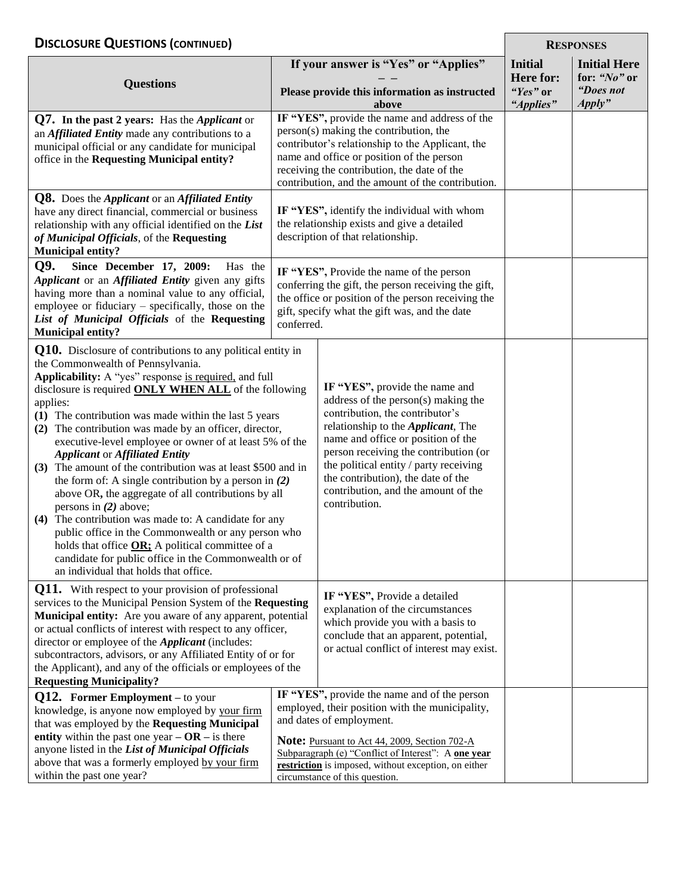## Disclosure Questions (continued)

| Questions | If your answer is "Yes" or "Applies" – – Please provide this information as instructed above | Responses: Initial Here for: *"Yes"* or *"Applies"* | Responses: Initial Here for: *"No"* or *"Does not Apply"* |
|---|---|---|---|
| **Q7. In the past 2 years:** Has the ***Applicant*** or an ***Affiliated Entity*** made any contributions to a municipal official or any candidate for municipal office in the **Requesting Municipal entity?** | **IF "YES",** provide the name and address of the person(s) making the contribution, the contributor's relationship to the Applicant, the name and office or position of the person receiving the contribution, the date of the contribution, and the amount of the contribution. | | |
| **Q8.** Does the ***Applicant*** or an ***Affiliated Entity*** have any direct financial, commercial or business relationship with any official identified on the ***List of Municipal Officials***, of the **Requesting Municipal entity?** | **IF "YES",** identify the individual with whom the relationship exists and give a detailed description of that relationship. | | |
| **Q9. Since December 17, 2009:** Has the ***Applicant*** or an ***Affiliated Entity*** given any gifts having more than a nominal value to any official, employee or fiduciary – specifically, those on the ***List of Municipal Officials*** of the **Requesting Municipal entity?** | **IF "YES",** Provide the name of the person conferring the gift, the person receiving the gift, the office or position of the person receiving the gift, specify what the gift was, and the date conferred. | | |
| **Q10.** Disclosure of contributions to any political entity in the Commonwealth of Pennsylvania. **Applicability:** A "yes" response is required, and full disclosure is required **ONLY WHEN ALL** of the following applies: **(1)** The contribution was made within the last 5 years **(2)** The contribution was made by an officer, director, executive-level employee or owner of at least 5% of the ***Applicant*** or ***Affiliated Entity*** **(3)** The amount of the contribution was at least $500 and in the form of: A single contribution by a person in ***(2)*** above OR**,** the aggregate of all contributions by all persons in ***(2)*** above; **(4)** The contribution was made to: A candidate for any public office in the Commonwealth or any person who holds that office **OR;** A political committee of a candidate for public office in the Commonwealth or of an individual that holds that office. | **IF "YES",** provide the name and address of the person(s) making the contribution, the contributor's relationship to the ***Applicant***, The name and office or position of the person receiving the contribution (or the political entity / party receiving the contribution), the date of the contribution, and the amount of the contribution. | | |
| **Q11.** With respect to your provision of professional services to the Municipal Pension System of the **Requesting Municipal entity:** Are you aware of any apparent, potential or actual conflicts of interest with respect to any officer, director or employee of the ***Applicant*** (includes: subcontractors, advisors, or any Affiliated Entity of or for the Applicant), and any of the officials or employees of the **Requesting Municipality?** | **IF "YES",** Provide a detailed explanation of the circumstances which provide you with a basis to conclude that an apparent, potential, or actual conflict of interest may exist. | | |
| **Q12. Former Employment** – to your knowledge, is anyone now employed by your firm that was employed by the **Requesting Municipal entity** within the past one year – **OR** – is there anyone listed in the ***List of Municipal Officials*** above that was a formerly employed by your firm within the past one year? | **IF "YES",** provide the name and of the person employed, their position with the municipality, and dates of employment. **Note:** Pursuant to Act 44, 2009, Section 702-A Subparagraph (e) "Conflict of Interest": A **one year restriction** is imposed, without exception, on either circumstance of this question. | | |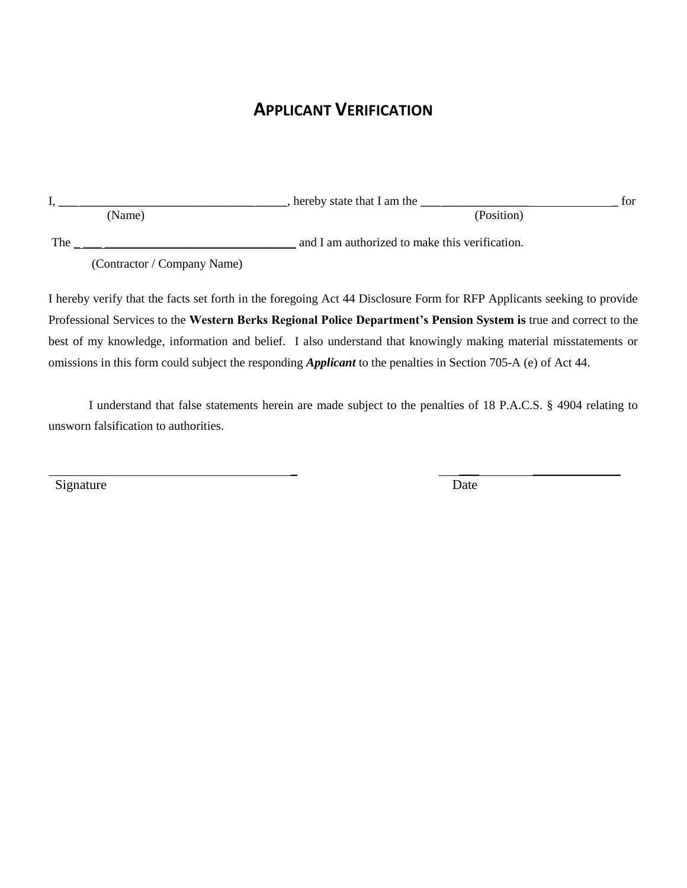# APPLICANT VERIFICATION

I, ________________________________________, hereby state that I am the ________________________________ for
(Name) (Position)

The ________________________________ and I am authorized to make this verification.
(Contractor / Company Name)

I hereby verify that the facts set forth in the foregoing Act 44 Disclosure Form for RFP Applicants seeking to provide Professional Services to the **Western Berks Regional Police Department's Pension System is** true and correct to the best of my knowledge, information and belief. I also understand that knowingly making material misstatements or omissions in this form could subject the responding ***Applicant*** to the penalties in Section 705-A (e) of Act 44.

I understand that false statements herein are made subject to the penalties of 18 P.A.C.S. § 4904 relating to unsworn falsification to authorities.

________________________________________ ________________________
Signature Date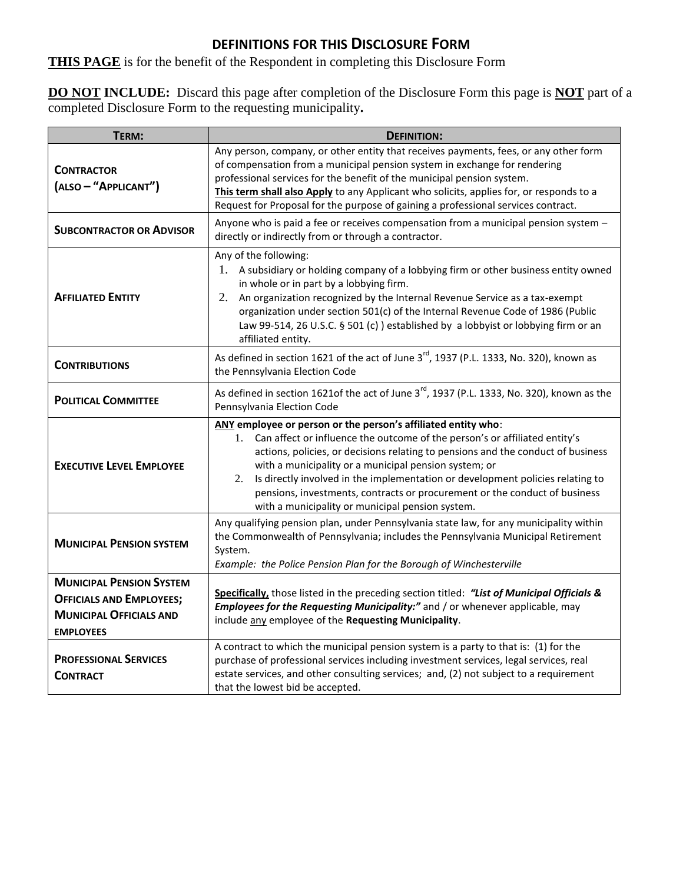# DEFINITIONS FOR THIS DISCLOSURE FORM

**THIS PAGE** is for the benefit of the Respondent in completing this Disclosure Form

**DO NOT INCLUDE:** Discard this page after completion of the Disclosure Form this page is **NOT** part of a completed Disclosure Form to the requesting municipality**.**

| TERM: | DEFINITION: |
|---|---|
| **CONTRACTOR (ALSO – "APPLICANT")** | Any person, company, or other entity that receives payments, fees, or any other form of compensation from a municipal pension system in exchange for rendering professional services for the benefit of the municipal pension system. **This term shall also Apply** to any Applicant who solicits, applies for, or responds to a Request for Proposal for the purpose of gaining a professional services contract. |
| **SUBCONTRACTOR OR ADVISOR** | Anyone who is paid a fee or receives compensation from a municipal pension system – directly or indirectly from or through a contractor. |
| **AFFILIATED ENTITY** | Any of the following: 1. A subsidiary or holding company of a lobbying firm or other business entity owned in whole or in part by a lobbying firm. 2. An organization recognized by the Internal Revenue Service as a tax-exempt organization under section 501(c) of the Internal Revenue Code of 1986 (Public Law 99-514, 26 U.S.C. § 501 (c) ) established by a lobbyist or lobbying firm or an affiliated entity. |
| **CONTRIBUTIONS** | As defined in section 1621 of the act of June 3rd, 1937 (P.L. 1333, No. 320), known as the Pennsylvania Election Code |
| **POLITICAL COMMITTEE** | As defined in section 1621of the act of June 3rd, 1937 (P.L. 1333, No. 320), known as the Pennsylvania Election Code |
| **EXECUTIVE LEVEL EMPLOYEE** | **ANY employee or person or the person's affiliated entity who**: 1. Can affect or influence the outcome of the person's or affiliated entity's actions, policies, or decisions relating to pensions and the conduct of business with a municipality or a municipal pension system; or 2. Is directly involved in the implementation or development policies relating to pensions, investments, contracts or procurement or the conduct of business with a municipality or municipal pension system. |
| **MUNICIPAL PENSION SYSTEM** | Any qualifying pension plan, under Pennsylvania state law, for any municipality within the Commonwealth of Pennsylvania; includes the Pennsylvania Municipal Retirement System. *Example: the Police Pension Plan for the Borough of Winchesterville* |
| **MUNICIPAL PENSION SYSTEM OFFICIALS AND EMPLOYEES; MUNICIPAL OFFICIALS AND EMPLOYEES** | **Specifically,** those listed in the preceding section titled: ***"List of Municipal Officials & Employees for the Requesting Municipality:"*** and / or whenever applicable, may include any employee of the **Requesting Municipality**. |
| **PROFESSIONAL SERVICES CONTRACT** | A contract to which the municipal pension system is a party to that is: (1) for the purchase of professional services including investment services, legal services, real estate services, and other consulting services; and, (2) not subject to a requirement that the lowest bid be accepted. |